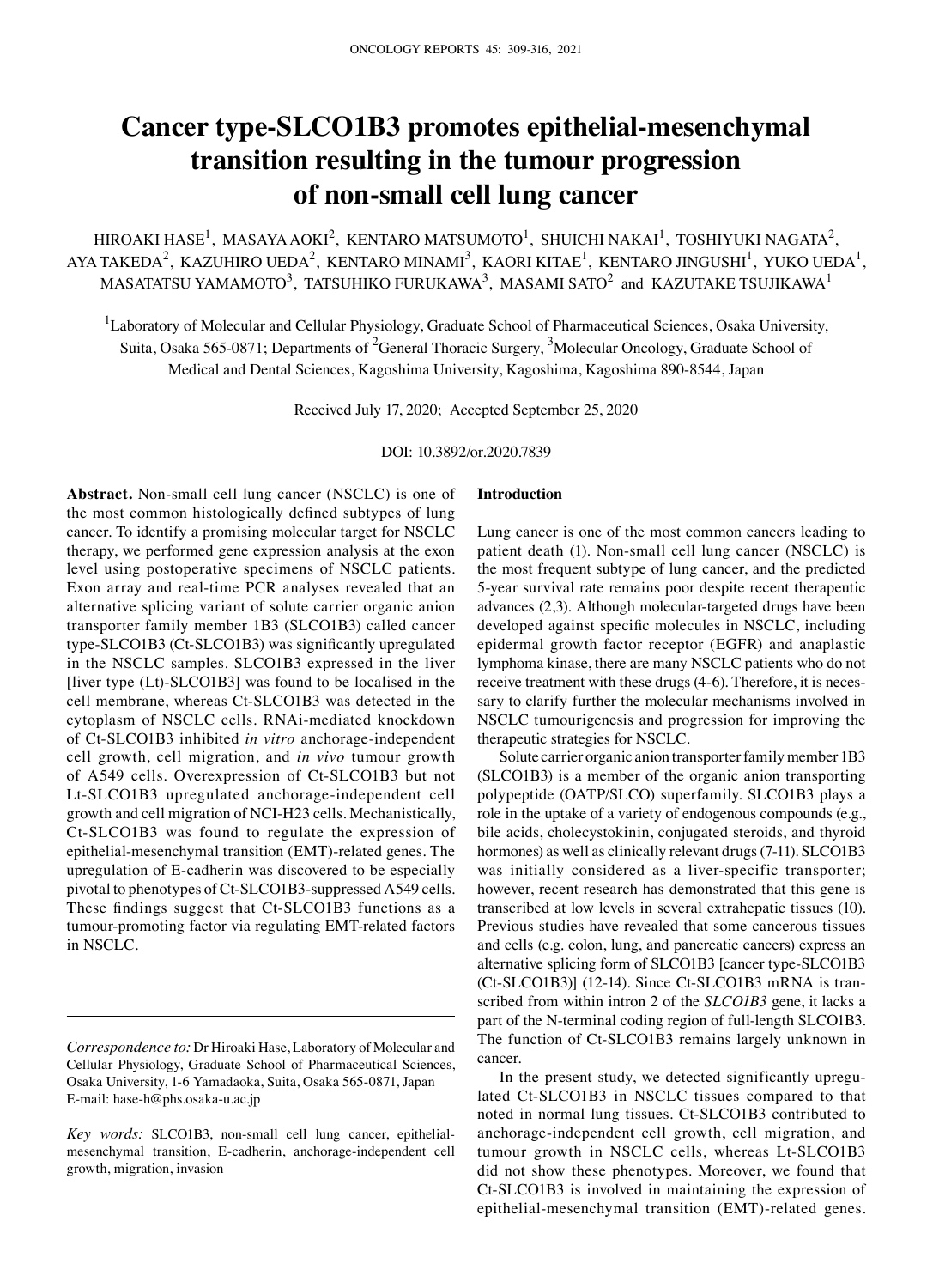# Cancer type-SLCO1B3 promotes epithelial-mesenchymal transition resulting in the tumour progression of non-small cell lung cancer

HIROAKI HASE[1], MASAYA AOKI[2], KENTARO MATSUMOTO[1], SHUICHI NAKAI[1], TOSHIYUKI NAGATA[2], AYA TAKEDA[2], KAZUHIRO UEDA[2], KENTARO MINAMI[3], KAORI KITAE[1], KENTARO JINGUSHI[1], YUKO UEDA[1], MASATATSU YAMAMOTO[3], TATSUHIKO FURUKAWA[3], MASAMI SATO[2] and KAZUTAKE TSUJIKAWA[1]

[1]Laboratory of Molecular and Cellular Physiology, Graduate School of Pharmaceutical Sciences, Osaka University, Suita, Osaka 565-0871; Departments of [2]General Thoracic Surgery, [3]Molecular Oncology, Graduate School of Medical and Dental Sciences, Kagoshima University, Kagoshima, Kagoshima 890-8544, Japan

Received July 17, 2020; Accepted September 25, 2020

DOI: 10.3892/or.2020.7839

**Abstract.** Non-small cell lung cancer (NSCLC) is one of the most common histologically defined subtypes of lung cancer. To identify a promising molecular target for NSCLC therapy, we performed gene expression analysis at the exon level using postoperative specimens of NSCLC patients. Exon array and real-time PCR analyses revealed that an alternative splicing variant of solute carrier organic anion transporter family member 1B3 (SLCO1B3) called cancer type-SLCO1B3 (Ct-SLCO1B3) was significantly upregulated in the NSCLC samples. SLCO1B3 expressed in the liver [liver type (Lt)-SLCO1B3] was found to be localised in the cell membrane, whereas Ct-SLCO1B3 was detected in the cytoplasm of NSCLC cells. RNAi-mediated knockdown of Ct-SLCO1B3 inhibited *in vitro* anchorage-independent cell growth, cell migration, and *in vivo* tumour growth of A549 cells. Overexpression of Ct-SLCO1B3 but not Lt-SLCO1B3 upregulated anchorage-independent cell growth and cell migration of NCI-H23 cells. Mechanistically, Ct-SLCO1B3 was found to regulate the expression of epithelial-mesenchymal transition (EMT)-related genes. The upregulation of E-cadherin was discovered to be especially pivotal to phenotypes of Ct-SLCO1B3-suppressed A549 cells. These findings suggest that Ct-SLCO1B3 functions as a tumour-promoting factor via regulating EMT-related factors in NSCLC.

*Correspondence to:* Dr Hiroaki Hase, Laboratory of Molecular and Cellular Physiology, Graduate School of Pharmaceutical Sciences, Osaka University, 1-6 Yamadaoka, Suita, Osaka 565-0871, Japan
E-mail: hase-h@phs.osaka-u.ac.jp

*Key words:* SLCO1B3, non-small cell lung cancer, epithelial-mesenchymal transition, E-cadherin, anchorage-independent cell growth, migration, invasion

## Introduction

Lung cancer is one of the most common cancers leading to patient death (1). Non-small cell lung cancer (NSCLC) is the most frequent subtype of lung cancer, and the predicted 5-year survival rate remains poor despite recent therapeutic advances (2,3). Although molecular-targeted drugs have been developed against specific molecules in NSCLC, including epidermal growth factor receptor (EGFR) and anaplastic lymphoma kinase, there are many NSCLC patients who do not receive treatment with these drugs (4-6). Therefore, it is necessary to clarify further the molecular mechanisms involved in NSCLC tumourigenesis and progression for improving the therapeutic strategies for NSCLC.

Solute carrier organic anion transporter family member 1B3 (SLCO1B3) is a member of the organic anion transporting polypeptide (OATP/SLCO) superfamily. SLCO1B3 plays a role in the uptake of a variety of endogenous compounds (e.g., bile acids, cholecystokinin, conjugated steroids, and thyroid hormones) as well as clinically relevant drugs (7-11). SLCO1B3 was initially considered as a liver-specific transporter; however, recent research has demonstrated that this gene is transcribed at low levels in several extrahepatic tissues (10). Previous studies have revealed that some cancerous tissues and cells (e.g. colon, lung, and pancreatic cancers) express an alternative splicing form of SLCO1B3 [cancer type-SLCO1B3 (Ct-SLCO1B3)] (12-14). Since Ct-SLCO1B3 mRNA is transcribed from within intron 2 of the *SLCO1B3* gene, it lacks a part of the N-terminal coding region of full-length SLCO1B3. The function of Ct-SLCO1B3 remains largely unknown in cancer.

In the present study, we detected significantly upregulated Ct-SLCO1B3 in NSCLC tissues compared to that noted in normal lung tissues. Ct-SLCO1B3 contributed to anchorage-independent cell growth, cell migration, and tumour growth in NSCLC cells, whereas Lt-SLCO1B3 did not show these phenotypes. Moreover, we found that Ct-SLCO1B3 is involved in maintaining the expression of epithelial-mesenchymal transition (EMT)-related genes.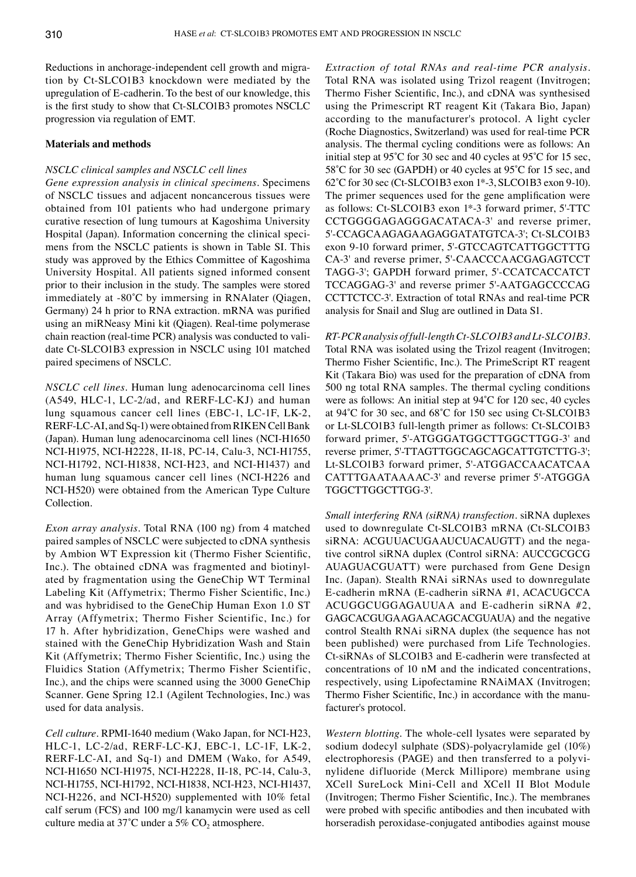Reductions in anchorage-independent cell growth and migration by Ct-SLCO1B3 knockdown were mediated by the upregulation of E-cadherin. To the best of our knowledge, this is the first study to show that Ct-SLCO1B3 promotes NSCLC progression via regulation of EMT.

## Materials and methods

### *NSCLC clinical samples and NSCLC cell lines*

*Gene expression analysis in clinical specimens.* Specimens of NSCLC tissues and adjacent noncancerous tissues were obtained from 101 patients who had undergone primary curative resection of lung tumours at Kagoshima University Hospital (Japan). Information concerning the clinical specimens from the NSCLC patients is shown in Table SI. This study was approved by the Ethics Committee of Kagoshima University Hospital. All patients signed informed consent prior to their inclusion in the study. The samples were stored immediately at -80˚C by immersing in RNAlater (Qiagen, Germany) 24 h prior to RNA extraction. mRNA was purified using an miRNeasy Mini kit (Qiagen). Real-time polymerase chain reaction (real-time PCR) analysis was conducted to validate Ct-SLCO1B3 expression in NSCLC using 101 matched paired specimens of NSCLC.

*NSCLC cell lines.* Human lung adenocarcinoma cell lines (A549, HLC-1, LC-2/ad, and RERF-LC-KJ) and human lung squamous cancer cell lines (EBC-1, LC-1F, LK-2, RERF-LC-AI, and Sq-1) were obtained from RIKEN Cell Bank (Japan). Human lung adenocarcinoma cell lines (NCI-H1650 NCI-H1975, NCI-H2228, II-18, PC-14, Calu-3, NCI-H1755, NCI-H1792, NCI-H1838, NCI-H23, and NCI-H1437) and human lung squamous cancer cell lines (NCI-H226 and NCI-H520) were obtained from the American Type Culture Collection.

*Exon array analysis.* Total RNA (100 ng) from 4 matched paired samples of NSCLC were subjected to cDNA synthesis by Ambion WT Expression kit (Thermo Fisher Scientific, Inc.). The obtained cDNA was fragmented and biotinylated by fragmentation using the GeneChip WT Terminal Labeling Kit (Affymetrix; Thermo Fisher Scientific, Inc.) and was hybridised to the GeneChip Human Exon 1.0 ST Array (Affymetrix; Thermo Fisher Scientific, Inc.) for 17 h. After hybridization, GeneChips were washed and stained with the GeneChip Hybridization Wash and Stain Kit (Affymetrix; Thermo Fisher Scientific, Inc.) using the Fluidics Station (Affymetrix; Thermo Fisher Scientific, Inc.), and the chips were scanned using the 3000 GeneChip Scanner. Gene Spring 12.1 (Agilent Technologies, Inc.) was used for data analysis.

*Cell culture.* RPMI-1640 medium (Wako Japan, for NCI-H23, HLC-1, LC-2/ad, RERF-LC-KJ, EBC-1, LC-1F, LK-2, RERF-LC-AI, and Sq-1) and DMEM (Wako, for A549, NCI-H1650 NCI-H1975, NCI-H2228, II-18, PC-14, Calu-3, NCI-H1755, NCI-H1792, NCI-H1838, NCI-H23, NCI-H1437, NCI-H226, and NCI-H520) supplemented with 10% fetal calf serum (FCS) and 100 mg/l kanamycin were used as cell culture media at 37˚C under a 5% $CO_2$ atmosphere.

*Extraction of total RNAs and real-time PCR analysis.* Total RNA was isolated using Trizol reagent (Invitrogen; Thermo Fisher Scientific, Inc.), and cDNA was synthesised using the Primescript RT reagent Kit (Takara Bio, Japan) according to the manufacturer's protocol. A light cycler (Roche Diagnostics, Switzerland) was used for real-time PCR analysis. The thermal cycling conditions were as follows: An initial step at 95˚C for 30 sec and 40 cycles at 95˚C for 15 sec, 58˚C for 30 sec (GAPDH) or 40 cycles at 95˚C for 15 sec, and 62˚C for 30 sec (Ct-SLCO1B3 exon 1*-3, SLCO1B3 exon 9-10). The primer sequences used for the gene amplification were as follows: Ct-SLCO1B3 exon 1*-3 forward primer, 5'-TTC CCTGGGGAGAGGGACATACA-3' and reverse primer, 5'-CCAGCAAGAGAAGAGGATATGTCA-3'; Ct-SLCO1B3 exon 9-10 forward primer, 5'-GTCCAGTCATTGGCTTTG CA-3' and reverse primer, 5'-CAACCCAACGAGAGTCCT TAGG-3'; GAPDH forward primer, 5'-CCATCACCATCT TCCAGGAG-3' and reverse primer 5'-AATGAGCCCCAG CCTTCTCC-3'. Extraction of total RNAs and real-time PCR analysis for Snail and Slug are outlined in Data S1.

*RT-PCR analysis of full-length Ct-SLCO1B3 and Lt-SLCO1B3.* Total RNA was isolated using the Trizol reagent (Invitrogen; Thermo Fisher Scientific, Inc.). The PrimeScript RT reagent Kit (Takara Bio) was used for the preparation of cDNA from 500 ng total RNA samples. The thermal cycling conditions were as follows: An initial step at 94˚C for 120 sec, 40 cycles at 94˚C for 30 sec, and 68˚C for 150 sec using Ct-SLCO1B3 or Lt-SLCO1B3 full-length primer as follows: Ct-SLCO1B3 forward primer, 5'-ATGGGATGGCTTGGCTTGG-3' and reverse primer, 5'-TTAGTTGGCAGCAGCATTGTCTTG-3'; Lt-SLCO1B3 forward primer, 5'-ATGGACCAACATCAA CATTTGAATAAAAC-3' and reverse primer 5'-ATGGGA TGGCTTGGCTTGG-3'.

*Small interfering RNA (siRNA) transfection.* siRNA duplexes used to downregulate Ct-SLCO1B3 mRNA (Ct-SLCO1B3 siRNA: ACGUUACUGAAUCUACAUGTT) and the negative control siRNA duplex (Control siRNA: AUCCGCGCG AUAGUACGUATT) were purchased from Gene Design Inc. (Japan). Stealth RNAi siRNAs used to downregulate E-cadherin mRNA (E-cadherin siRNA #1, ACACUGCCA ACUGGCUGGAGAUUAA and E-cadherin siRNA #2, GAGCACGUGAAGAACAGCACGUAUA) and the negative control Stealth RNAi siRNA duplex (the sequence has not been published) were purchased from Life Technologies. Ct-siRNAs of SLCO1B3 and E-cadherin were transfected at concentrations of 10 nM and the indicated concentrations, respectively, using Lipofectamine RNAiMAX (Invitrogen; Thermo Fisher Scientific, Inc.) in accordance with the manufacturer's protocol.

*Western blotting.* The whole-cell lysates were separated by sodium dodecyl sulphate (SDS)-polyacrylamide gel (10%) electrophoresis (PAGE) and then transferred to a polyvinylidene difluoride (Merck Millipore) membrane using XCell SureLock Mini-Cell and XCell II Blot Module (Invitrogen; Thermo Fisher Scientific, Inc.). The membranes were probed with specific antibodies and then incubated with horseradish peroxidase-conjugated antibodies against mouse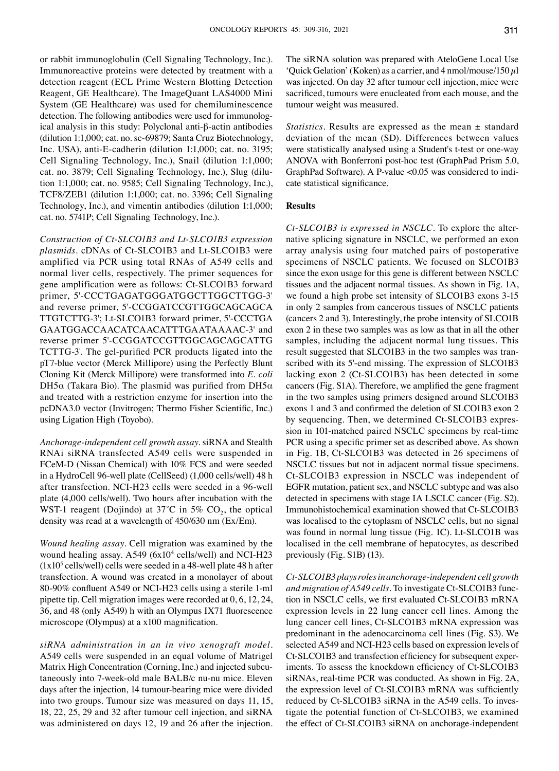or rabbit immunoglobulin (Cell Signaling Technology, Inc.). Immunoreactive proteins were detected by treatment with a detection reagent (ECL Prime Western Blotting Detection Reagent, GE Healthcare). The ImageQuant LAS4000 Mini System (GE Healthcare) was used for chemiluminescence detection. The following antibodies were used for immunological analysis in this study: Polyclonal anti-β-actin antibodies (dilution 1:1,000; cat. no. sc-69879; Santa Cruz Biotechnology, Inc. USA), anti-E-cadherin (dilution 1:1,000; cat. no. 3195; Cell Signaling Technology, Inc.), Snail (dilution 1:1,000; cat. no. 3879; Cell Signaling Technology, Inc.), Slug (dilution 1:1,000; cat. no. 9585; Cell Signaling Technology, Inc.), TCF8/ZEB1 (dilution 1:1,000; cat. no. 3396; Cell Signaling Technology, Inc.), and vimentin antibodies (dilution 1:1,000; cat. no. 5741P; Cell Signaling Technology, Inc.).

*Construction of Ct-SLCO1B3 and Lt-SLCO1B3 expression plasmids.* cDNAs of Ct-SLCO1B3 and Lt-SLCO1B3 were amplified via PCR using total RNAs of A549 cells and normal liver cells, respectively. The primer sequences for gene amplification were as follows: Ct-SLCO1B3 forward primer, 5'-CCCTGAGATGGGATGGCTTGGCTTGG-3' and reverse primer, 5'-CCGGATCCGTTGGCAGCAGCATTGTCTTG-3'; Lt-SLCO1B3 forward primer, 5'-CCCTGAGAATGGACCAACATCAACATTTGAATAAAAC-3' and reverse primer 5'-CCGGATCCGTTGGCAGCAGCATTGTCTTG-3'. The gel-purified PCR products ligated into the pT7-blue vector (Merck Millipore) using the Perfectly Blunt Cloning Kit (Merck Millipore) were transformed into *E. coli* DH5α (Takara Bio). The plasmid was purified from DH5α and treated with a restriction enzyme for insertion into the pcDNA3.0 vector (Invitrogen; Thermo Fisher Scientific, Inc.) using Ligation High (Toyobo).

*Anchorage-independent cell growth assay.* siRNA and Stealth RNAi siRNA transfected A549 cells were suspended in FCeM-D (Nissan Chemical) with 10% FCS and were seeded in a HydroCell 96-well plate (CellSeed) (1,000 cells/well) 48 h after transfection. NCI-H23 cells were seeded in a 96-well plate (4,000 cells/well). Two hours after incubation with the WST-1 reagent (Dojindo) at 37˚C in 5% $CO_2$, the optical density was read at a wavelength of 450/630 nm (Ex/Em).

*Wound healing assay.* Cell migration was examined by the wound healing assay. A549 ($6x10^4$ cells/well) and NCI-H23 ($1x10^5$ cells/well) cells were seeded in a 48-well plate 48 h after transfection. A wound was created in a monolayer of about 80-90% confluent A549 or NCI-H23 cells using a sterile 1-ml pipette tip. Cell migration images were recorded at 0, 6, 12, 24, 36, and 48 (only A549) h with an Olympus IX71 fluorescence microscope (Olympus) at a x100 magnification.

*siRNA administration in an in vivo xenograft model.* A549 cells were suspended in an equal volume of Matrigel Matrix High Concentration (Corning, Inc.) and injected subcutaneously into 7-week-old male BALB/c nu-nu mice. Eleven days after the injection, 14 tumour-bearing mice were divided into two groups. Tumour size was measured on days 11, 15, 18, 22, 25, 29 and 32 after tumour cell injection, and siRNA was administered on days 12, 19 and 26 after the injection. The siRNA solution was prepared with AteloGene Local Use 'Quick Gelation' (Koken) as a carrier, and 4 nmol/mouse/150 µl was injected. On day 32 after tumour cell injection, mice were sacrificed, tumours were enucleated from each mouse, and the tumour weight was measured.

*Statistics.* Results are expressed as the mean ± standard deviation of the mean (SD). Differences between values were statistically analysed using a Student's t-test or one-way ANOVA with Bonferroni post-hoc test (GraphPad Prism 5.0, GraphPad Software). A P-value <0.05 was considered to indicate statistical significance.

## Results

*Ct-SLCO1B3 is expressed in NSCLC.* To explore the alternative splicing signature in NSCLC, we performed an exon array analysis using four matched pairs of postoperative specimens of NSCLC patients. We focused on SLCO1B3 since the exon usage for this gene is different between NSCLC tissues and the adjacent normal tissues. As shown in Fig. 1A, we found a high probe set intensity of SLCO1B3 exons 3-15 in only 2 samples from cancerous tissues of NSCLC patients (cancers 2 and 3). Interestingly, the probe intensity of SLCO1B exon 2 in these two samples was as low as that in all the other samples, including the adjacent normal lung tissues. This result suggested that SLCO1B3 in the two samples was transcribed with its 5'-end missing. The expression of SLCO1B3 lacking exon 2 (Ct-SLCO1B3) has been detected in some cancers (Fig. S1A). Therefore, we amplified the gene fragment in the two samples using primers designed around SLCO1B3 exons 1 and 3 and confirmed the deletion of SLCO1B3 exon 2 by sequencing. Then, we determined Ct-SLCO1B3 expression in 101-matched paired NSCLC specimens by real-time PCR using a specific primer set as described above. As shown in Fig. 1B, Ct-SLCO1B3 was detected in 26 specimens of NSCLC tissues but not in adjacent normal tissue specimens. Ct-SLCO1B3 expression in NSCLC was independent of EGFR mutation, patient sex, and NSCLC subtype and was also detected in specimens with stage IA LSCLC cancer (Fig. S2). Immunohistochemical examination showed that Ct-SLCO1B3 was localised to the cytoplasm of NSCLC cells, but no signal was found in normal lung tissue (Fig. 1C). Lt-SLCO1B was localised in the cell membrane of hepatocytes, as described previously (Fig. S1B) (13).

*Ct-SLCO1B3 plays roles in anchorage-independent cell growth and migration of A549 cells.* To investigate Ct-SLCO1B3 function in NSCLC cells, we first evaluated Ct-SLCO1B3 mRNA expression levels in 22 lung cancer cell lines. Among the lung cancer cell lines, Ct-SLCO1B3 mRNA expression was predominant in the adenocarcinoma cell lines (Fig. S3). We selected A549 and NCI-H23 cells based on expression levels of Ct-SLCO1B3 and transfection efficiency for subsequent experiments. To assess the knockdown efficiency of Ct-SLCO1B3 siRNAs, real-time PCR was conducted. As shown in Fig. 2A, the expression level of Ct-SLCO1B3 mRNA was sufficiently reduced by Ct-SLCO1B3 siRNA in the A549 cells. To investigate the potential function of Ct-SLCO1B3, we examined the effect of Ct-SLCO1B3 siRNA on anchorage-independent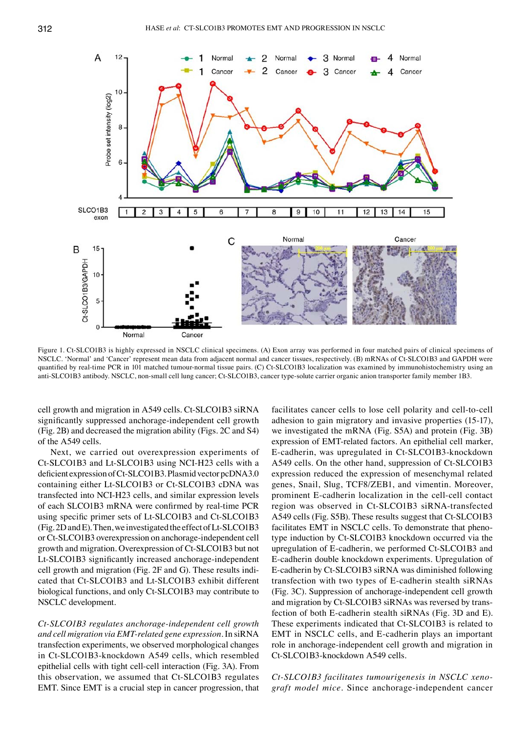Figure 1. Ct-SLCO1B3 is highly expressed in NSCLC clinical specimens. (A) Exon array was performed in four matched pairs of clinical specimens of NSCLC. 'Normal' and 'Cancer' represent mean data from adjacent normal and cancer tissues, respectively. (B) mRNAs of Ct-SLCO1B3 and GAPDH were quantified by real-time PCR in 101 matched tumour-normal tissue pairs. (C) Ct-SLCO1B3 localization was examined by immunohistochemistry using an anti-SLCO1B3 antibody. NSCLC, non-small cell lung cancer; Ct-SLCO1B3, cancer type-solute carrier organic anion transporter family member 1B3.

cell growth and migration in A549 cells. Ct-SLCO1B3 siRNA significantly suppressed anchorage-independent cell growth (Fig. 2B) and decreased the migration ability (Figs. 2C and S4) of the A549 cells.

Next, we carried out overexpression experiments of Ct-SLCO1B3 and Lt-SLCO1B3 using NCI-H23 cells with a deficient expression of Ct-SLCO1B3. Plasmid vector pcDNA3.0 containing either Lt-SLCO1B3 or Ct-SLCO1B3 cDNA was transfected into NCI-H23 cells, and similar expression levels of each SLCO1B3 mRNA were confirmed by real-time PCR using specific primer sets of Lt-SLCO1B3 and Ct-SLCO1B3 (Fig. 2D and E). Then, we investigated the effect of Lt-SLCO1B3 or Ct-SLCO1B3 overexpression on anchorage-independent cell growth and migration. Overexpression of Ct-SLCO1B3 but not Lt-SLCO1B3 significantly increased anchorage-independent cell growth and migration (Fig. 2F and G). These results indicated that Ct-SLCO1B3 and Lt-SLCO1B3 exhibit different biological functions, and only Ct-SLCO1B3 may contribute to NSCLC development.

*Ct-SLCO1B3 regulates anchorage-independent cell growth and cell migration via EMT-related gene expression.* In siRNA transfection experiments, we observed morphological changes in Ct-SLCO1B3-knockdown A549 cells, which resembled epithelial cells with tight cell-cell interaction (Fig. 3A). From this observation, we assumed that Ct-SLCO1B3 regulates EMT. Since EMT is a crucial step in cancer progression, that facilitates cancer cells to lose cell polarity and cell-to-cell adhesion to gain migratory and invasive properties (15-17), we investigated the mRNA (Fig. S5A) and protein (Fig. 3B) expression of EMT-related factors. An epithelial cell marker, E-cadherin, was upregulated in Ct-SLCO1B3-knockdown A549 cells. On the other hand, suppression of Ct-SLCO1B3 expression reduced the expression of mesenchymal related genes, Snail, Slug, TCF8/ZEB1, and vimentin. Moreover, prominent E-cadherin localization in the cell-cell contact region was observed in Ct-SLCO1B3 siRNA-transfected A549 cells (Fig. S5B). These results suggest that Ct-SLCO1B3 facilitates EMT in NSCLC cells. To demonstrate that phenotype induction by Ct-SLCO1B3 knockdown occurred via the upregulation of E-cadherin, we performed Ct-SLCO1B3 and E-cadherin double knockdown experiments. Upregulation of E-cadherin by Ct-SLCO1B3 siRNA was diminished following transfection with two types of E-cadherin stealth siRNAs (Fig. 3C). Suppression of anchorage-independent cell growth and migration by Ct-SLCO1B3 siRNAs was reversed by transfection of both E-cadherin stealth siRNAs (Fig. 3D and E). These experiments indicated that Ct-SLCO1B3 is related to EMT in NSCLC cells, and E-cadherin plays an important role in anchorage-independent cell growth and migration in Ct-SLCO1B3-knockdown A549 cells.

*Ct-SLCO1B3 facilitates tumourigenesis in NSCLC xenograft model mice.* Since anchorage-independent cancer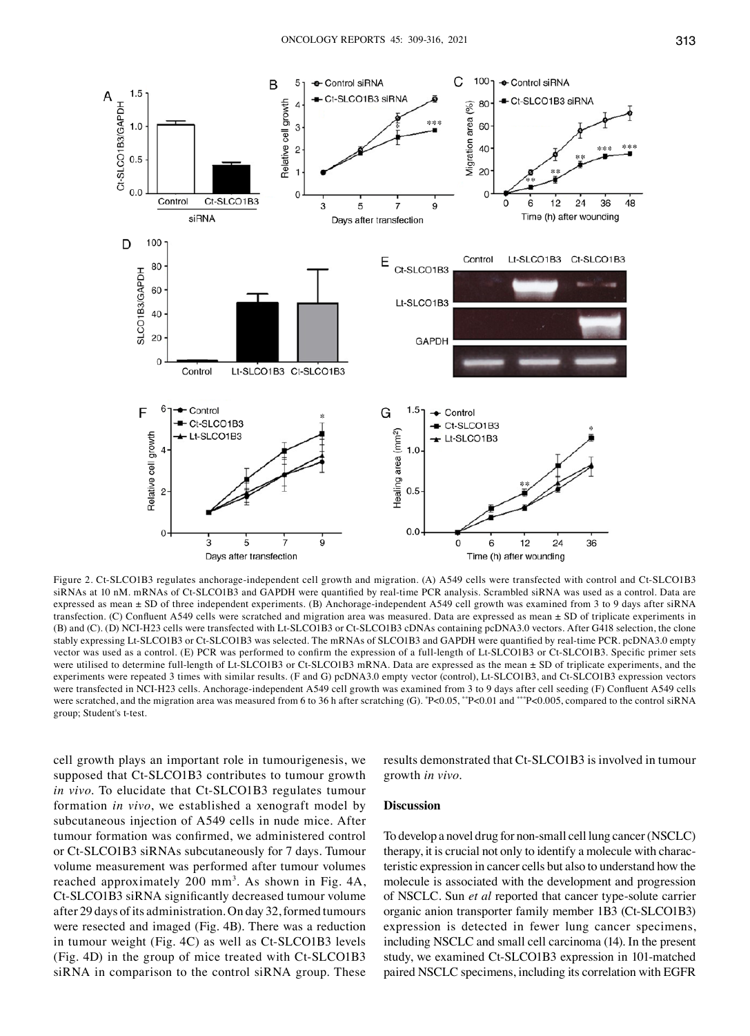Figure 2. Ct-SLCO1B3 regulates anchorage-independent cell growth and migration. (A) A549 cells were transfected with control and Ct-SLCO1B3 siRNAs at 10 nM. mRNAs of Ct-SLCO1B3 and GAPDH were quantified by real-time PCR analysis. Scrambled siRNA was used as a control. Data are expressed as mean ± SD of three independent experiments. (B) Anchorage-independent A549 cell growth was examined from 3 to 9 days after siRNA transfection. (C) Confluent A549 cells were scratched and migration area was measured. Data are expressed as mean ± SD of triplicate experiments in (B) and (C). (D) NCI-H23 cells were transfected with Lt-SLCO1B3 or Ct-SLCO1B3 cDNAs containing pcDNA3.0 vectors. After G418 selection, the clone stably expressing Lt-SLCO1B3 or Ct-SLCO1B3 was selected. The mRNAs of SLCO1B3 and GAPDH were quantified by real-time PCR. pcDNA3.0 empty vector was used as a control. (E) PCR was performed to confirm the expression of a full-length of Lt-SLCO1B3 or Ct-SLCO1B3. Specific primer sets were utilised to determine full-length of Lt-SLCO1B3 or Ct-SLCO1B3 mRNA. Data are expressed as the mean ± SD of triplicate experiments, and the experiments were repeated 3 times with similar results. (F and G) pcDNA3.0 empty vector (control), Lt-SLCO1B3, and Ct-SLCO1B3 expression vectors were transfected in NCI-H23 cells. Anchorage-independent A549 cell growth was examined from 3 to 9 days after cell seeding (F) Confluent A549 cells were scratched, and the migration area was measured from 6 to 36 h after scratching (G). *P<0.05, **P<0.01 and ***P<0.005, compared to the control siRNA group; Student's t-test.

cell growth plays an important role in tumourigenesis, we supposed that Ct-SLCO1B3 contributes to tumour growth *in vivo*. To elucidate that Ct-SLCO1B3 regulates tumour formation *in vivo*, we established a xenograft model by subcutaneous injection of A549 cells in nude mice. After tumour formation was confirmed, we administered control or Ct-SLCO1B3 siRNAs subcutaneously for 7 days. Tumour volume measurement was performed after tumour volumes reached approximately 200 $mm^3$. As shown in Fig. 4A, Ct-SLCO1B3 siRNA significantly decreased tumour volume after 29 days of its administration. On day 32, formed tumours were resected and imaged (Fig. 4B). There was a reduction in tumour weight (Fig. 4C) as well as Ct-SLCO1B3 levels (Fig. 4D) in the group of mice treated with Ct-SLCO1B3 siRNA in comparison to the control siRNA group. These results demonstrated that Ct-SLCO1B3 is involved in tumour growth *in vivo*.

## Discussion

To develop a novel drug for non-small cell lung cancer (NSCLC) therapy, it is crucial not only to identify a molecule with characteristic expression in cancer cells but also to understand how the molecule is associated with the development and progression of NSCLC. Sun *et al* reported that cancer type-solute carrier organic anion transporter family member 1B3 (Ct-SLCO1B3) expression is detected in fewer lung cancer specimens, including NSCLC and small cell carcinoma (14). In the present study, we examined Ct-SLCO1B3 expression in 101-matched paired NSCLC specimens, including its correlation with EGFR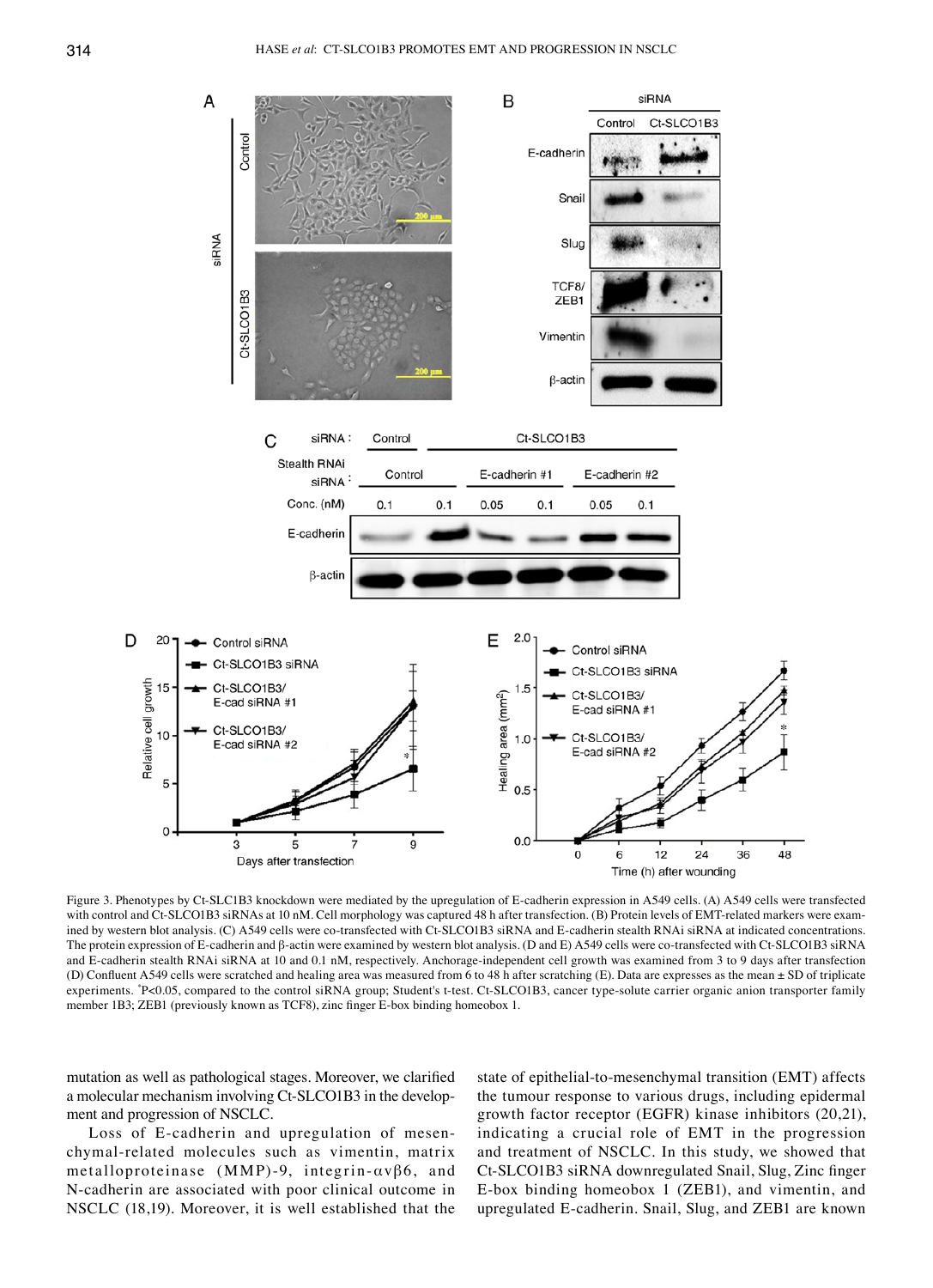Figure 3. Phenotypes by Ct-SLC1B3 knockdown were mediated by the upregulation of E-cadherin expression in A549 cells. (A) A549 cells were transfected with control and Ct-SLCO1B3 siRNAs at 10 nM. Cell morphology was captured 48 h after transfection. (B) Protein levels of EMT-related markers were examined by western blot analysis. (C) A549 cells were co-transfected with Ct-SLCO1B3 siRNA and E-cadherin stealth RNAi siRNA at indicated concentrations. The protein expression of E-cadherin and β-actin were examined by western blot analysis. (D and E) A549 cells were co-transfected with Ct-SLCO1B3 siRNA and E-cadherin stealth RNAi siRNA at 10 and 0.1 nM, respectively. Anchorage-independent cell growth was examined from 3 to 9 days after transfection (D) Confluent A549 cells were scratched and healing area was measured from 6 to 48 h after scratching (E). Data are expresses as the mean ± SD of triplicate experiments. *P<0.05, compared to the control siRNA group; Student's t-test. Ct-SLCO1B3, cancer type-solute carrier organic anion transporter family member 1B3; ZEB1 (previously known as TCF8), zinc finger E-box binding homeobox 1.

mutation as well as pathological stages. Moreover, we clarified a molecular mechanism involving Ct-SLCO1B3 in the development and progression of NSCLC.

Loss of E-cadherin and upregulation of mesenchymal-related molecules such as vimentin, matrix metalloproteinase (MMP)-9, integrin-αvβ6, and N-cadherin are associated with poor clinical outcome in NSCLC (18,19). Moreover, it is well established that the state of epithelial-to-mesenchymal transition (EMT) affects the tumour response to various drugs, including epidermal growth factor receptor (EGFR) kinase inhibitors (20,21), indicating a crucial role of EMT in the progression and treatment of NSCLC. In this study, we showed that Ct-SLCO1B3 siRNA downregulated Snail, Slug, Zinc finger E-box binding homeobox 1 (ZEB1), and vimentin, and upregulated E-cadherin. Snail, Slug, and ZEB1 are known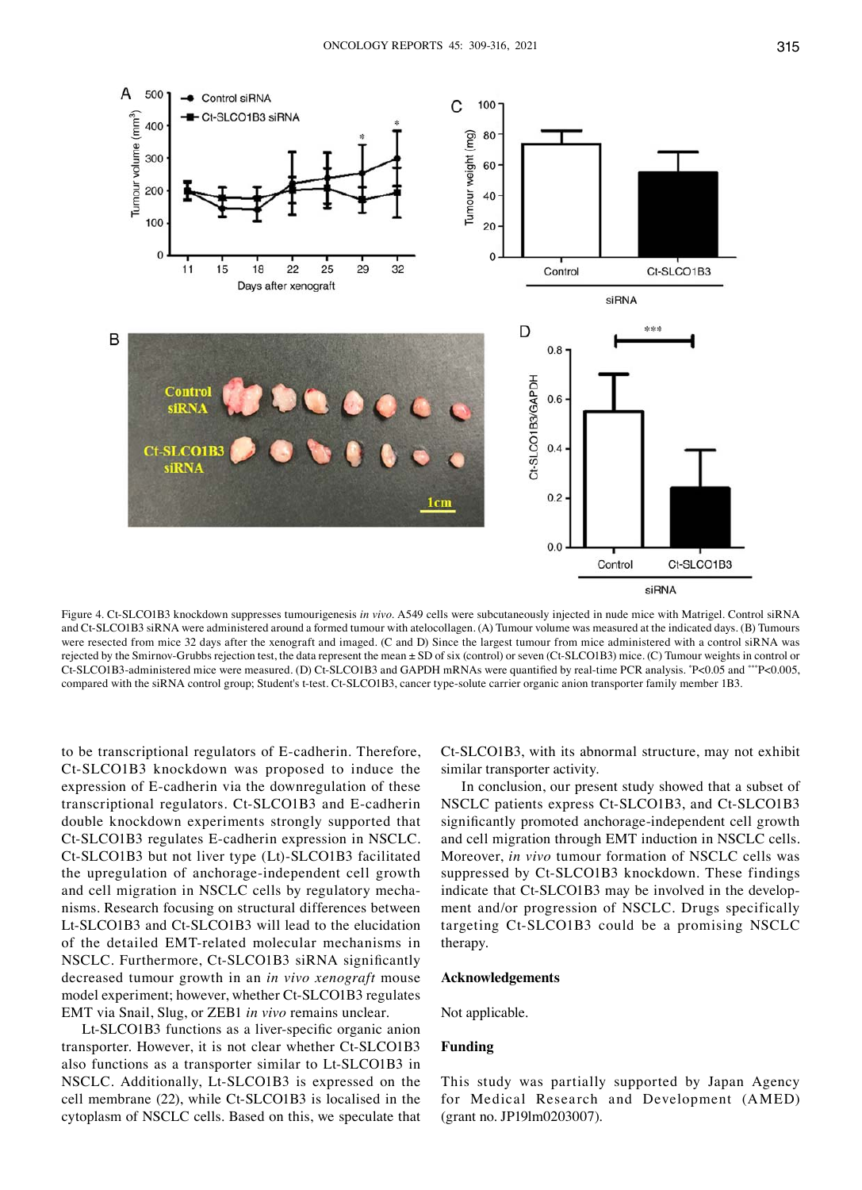Figure 4. Ct-SLCO1B3 knockdown suppresses tumourigenesis *in vivo*. A549 cells were subcutaneously injected in nude mice with Matrigel. Control siRNA and Ct-SLCO1B3 siRNA were administered around a formed tumour with atelocollagen. (A) Tumour volume was measured at the indicated days. (B) Tumours were resected from mice 32 days after the xenograft and imaged. (C and D) Since the largest tumour from mice administered with a control siRNA was rejected by the Smirnov-Grubbs rejection test, the data represent the mean ± SD of six (control) or seven (Ct-SLCO1B3) mice. (C) Tumour weights in control or Ct-SLCO1B3-administered mice were measured. (D) Ct-SLCO1B3 and GAPDH mRNAs were quantified by real-time PCR analysis. *P<0.05 and ***P<0.005, compared with the siRNA control group; Student's t-test. Ct-SLCO1B3, cancer type-solute carrier organic anion transporter family member 1B3.

to be transcriptional regulators of E-cadherin. Therefore, Ct-SLCO1B3 knockdown was proposed to induce the expression of E-cadherin via the downregulation of these transcriptional regulators. Ct-SLCO1B3 and E-cadherin double knockdown experiments strongly supported that Ct-SLCO1B3 regulates E-cadherin expression in NSCLC. Ct-SLCO1B3 but not liver type (Lt)-SLCO1B3 facilitated the upregulation of anchorage-independent cell growth and cell migration in NSCLC cells by regulatory mechanisms. Research focusing on structural differences between Lt-SLCO1B3 and Ct-SLCO1B3 will lead to the elucidation of the detailed EMT-related molecular mechanisms in NSCLC. Furthermore, Ct-SLCO1B3 siRNA significantly decreased tumour growth in an *in vivo xenograft* mouse model experiment; however, whether Ct-SLCO1B3 regulates EMT via Snail, Slug, or ZEB1 *in vivo* remains unclear.

Lt-SLCO1B3 functions as a liver-specific organic anion transporter. However, it is not clear whether Ct-SLCO1B3 also functions as a transporter similar to Lt-SLCO1B3 in NSCLC. Additionally, Lt-SLCO1B3 is expressed on the cell membrane (22), while Ct-SLCO1B3 is localised in the cytoplasm of NSCLC cells. Based on this, we speculate that Ct-SLCO1B3, with its abnormal structure, may not exhibit similar transporter activity.

In conclusion, our present study showed that a subset of NSCLC patients express Ct-SLCO1B3, and Ct-SLCO1B3 significantly promoted anchorage-independent cell growth and cell migration through EMT induction in NSCLC cells. Moreover, *in vivo* tumour formation of NSCLC cells was suppressed by Ct-SLCO1B3 knockdown. These findings indicate that Ct-SLCO1B3 may be involved in the development and/or progression of NSCLC. Drugs specifically targeting Ct-SLCO1B3 could be a promising NSCLC therapy.

## Acknowledgements

Not applicable.

## Funding

This study was partially supported by Japan Agency for Medical Research and Development (AMED) (grant no. JP19lm0203007).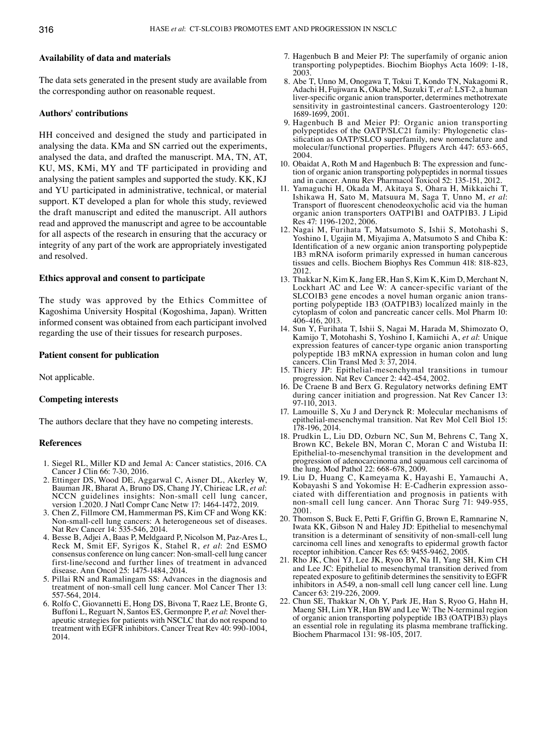#### Availability of data and materials

The data sets generated in the present study are available from the corresponding author on reasonable request.

#### Authors' contributions

HH conceived and designed the study and participated in analysing the data. KMa and SN carried out the experiments, analysed the data, and drafted the manuscript. MA, TN, AT, KU, MS, KMi, MY and TF participated in providing and analysing the patient samples and supported the study. KK, KJ and YU participated in administrative, technical, or material support. KT developed a plan for whole this study, reviewed the draft manuscript and edited the manuscript. All authors read and approved the manuscript and agree to be accountable for all aspects of the research in ensuring that the accuracy or integrity of any part of the work are appropriately investigated and resolved.

#### Ethics approval and consent to participate

The study was approved by the Ethics Committee of Kagoshima University Hospital (Kogoshima, Japan). Written informed consent was obtained from each participant involved regarding the use of their tissues for research purposes.

#### Patient consent for publication

Not applicable.

#### Competing interests

The authors declare that they have no competing interests.

#### References

1. Siegel RL, Miller KD and Jemal A: Cancer statistics, 2016. CA Cancer J Clin 66: 7-30, 2016.
2. Ettinger DS, Wood DE, Aggarwal C, Aisner DL, Akerley W, Bauman JR, Bharat A, Bruno DS, Chang JY, Chirieac LR, *et al*: NCCN guidelines insights: Non-small cell lung cancer, version 1.2020. J Natl Compr Canc Netw 17: 1464-1472, 2019.
3. Chen Z, Fillmore CM, Hammerman PS, Kim CF and Wong KK: Non-small-cell lung cancers: A heterogeneous set of diseases. Nat Rev Cancer 14: 535-546, 2014.
4. Besse B, Adjei A, Baas P, Meldgaard P, Nicolson M, Paz-Ares L, Reck M, Smit EF, Syrigos K, Stahel R, *et al*: 2nd ESMO consensus conference on lung cancer: Non-small-cell lung cancer first-line/second and further lines of treatment in advanced disease. Ann Oncol 25: 1475-1484, 2014.
5. Pillai RN and Ramalingam SS: Advances in the diagnosis and treatment of non-small cell lung cancer. Mol Cancer Ther 13: 557-564, 2014.
6. Rolfo C, Giovannetti E, Hong DS, Bivona T, Raez LE, Bronte G, Buffoni L, Reguart N, Santos ES, Germonpre P, *et al*: Novel therapeutic strategies for patients with NSCLC that do not respond to treatment with EGFR inhibitors. Cancer Treat Rev 40: 990-1004, 2014.
7. Hagenbuch B and Meier PJ: The superfamily of organic anion transporting polypeptides. Biochim Biophys Acta 1609: 1-18, 2003.
8. Abe T, Unno M, Onogawa T, Tokui T, Kondo TN, Nakagomi R, Adachi H, Fujiwara K, Okabe M, Suzuki T, *et al*: LST-2, a human liver-specific organic anion transporter, determines methotrexate sensitivity in gastrointestinal cancers. Gastroenterology 120: 1689-1699, 2001.
9. Hagenbuch B and Meier PJ: Organic anion transporting polypeptides of the OATP/SLC21 family: Phylogenetic classification as OATP/SLCO superfamily, new nomenclature and molecular/functional properties. Pflugers Arch 447: 653-665, 2004.
10. Obaidat A, Roth M and Hagenbuch B: The expression and function of organic anion transporting polypeptides in normal tissues and in cancer. Annu Rev Pharmacol Toxicol 52: 135-151, 2012.
11. Yamaguchi H, Okada M, Akitaya S, Ohara H, Mikkaichi T, Ishikawa H, Sato M, Matsuura M, Saga T, Unno M, *et al*: Transport of fluorescent chenodeoxycholic acid via the human organic anion transporters OATP1B1 and OATP1B3. J Lipid Res 47: 1196-1202, 2006.
12. Nagai M, Furihata T, Matsumoto S, Ishii S, Motohashi S, Yoshino I, Ugajin M, Miyajima A, Matsumoto S and Chiba K: Identification of a new organic anion transporting polypeptide 1B3 mRNA isoform primarily expressed in human cancerous tissues and cells. Biochem Biophys Res Commun 418: 818-823, 2012.
13. Thakkar N, Kim K, Jang ER, Han S, Kim K, Kim D, Merchant N, Lockhart AC and Lee W: A cancer-specific variant of the SLCO1B3 gene encodes a novel human organic anion transporting polypeptide 1B3 (OATP1B3) localized mainly in the cytoplasm of colon and pancreatic cancer cells. Mol Pharm 10: 406-416, 2013.
14. Sun Y, Furihata T, Ishii S, Nagai M, Harada M, Shimozato O, Kamijo T, Motohashi S, Yoshino I, Kamiichi A, *et al*: Unique expression features of cancer-type organic anion transporting polypeptide 1B3 mRNA expression in human colon and lung cancers. Clin Transl Med 3: 37, 2014.
15. Thiery JP: Epithelial-mesenchymal transitions in tumour progression. Nat Rev Cancer 2: 442-454, 2002.
16. De Craene B and Berx G. Regulatory networks defining EMT during cancer initiation and progression. Nat Rev Cancer 13: 97-110, 2013.
17. Lamouille S, Xu J and Derynck R: Molecular mechanisms of epithelial-mesenchymal transition. Nat Rev Mol Cell Biol 15: 178-196, 2014.
18. Prudkin L, Liu DD, Ozburn NC, Sun M, Behrens C, Tang X, Brown KC, Bekele BN, Moran C, Moran C and Wistuba II: Epithelial-to-mesenchymal transition in the development and progression of adenocarcinoma and squamous cell carcinoma of the lung. Mod Pathol 22: 668-678, 2009.
19. Liu D, Huang C, Kameyama K, Hayashi E, Yamauchi A, Kobayashi S and Yokomise H: E-Cadherin expression associated with differentiation and prognosis in patients with non-small cell lung cancer. Ann Thorac Surg 71: 949-955, 2001.
20. Thomson S, Buck E, Petti F, Griffin G, Brown E, Ramnarine N, Iwata KK, Gibson N and Haley JD: Epithelial to mesenchymal transition is a determinant of sensitivity of non-small-cell lung carcinoma cell lines and xenografts to epidermal growth factor receptor inhibition. Cancer Res 65: 9455-9462, 2005.
21. Rho JK, Choi YJ, Lee JK, Ryoo BY, Na II, Yang SH, Kim CH and Lee JC: Epithelial to mesenchymal transition derived from repeated exposure to gefitinib determines the sensitivity to EGFR inhibitors in A549, a non-small cell lung cancer cell line. Lung Cancer 63: 219-226, 2009.
22. Chun SE, Thakkar N, Oh Y, Park JE, Han S, Ryoo G, Hahn H, Maeng SH, Lim YR, Han BW and Lee W: The N-terminal region of organic anion transporting polypeptide 1B3 (OATP1B3) plays an essential role in regulating its plasma membrane trafficking. Biochem Pharmacol 131: 98-105, 2017.